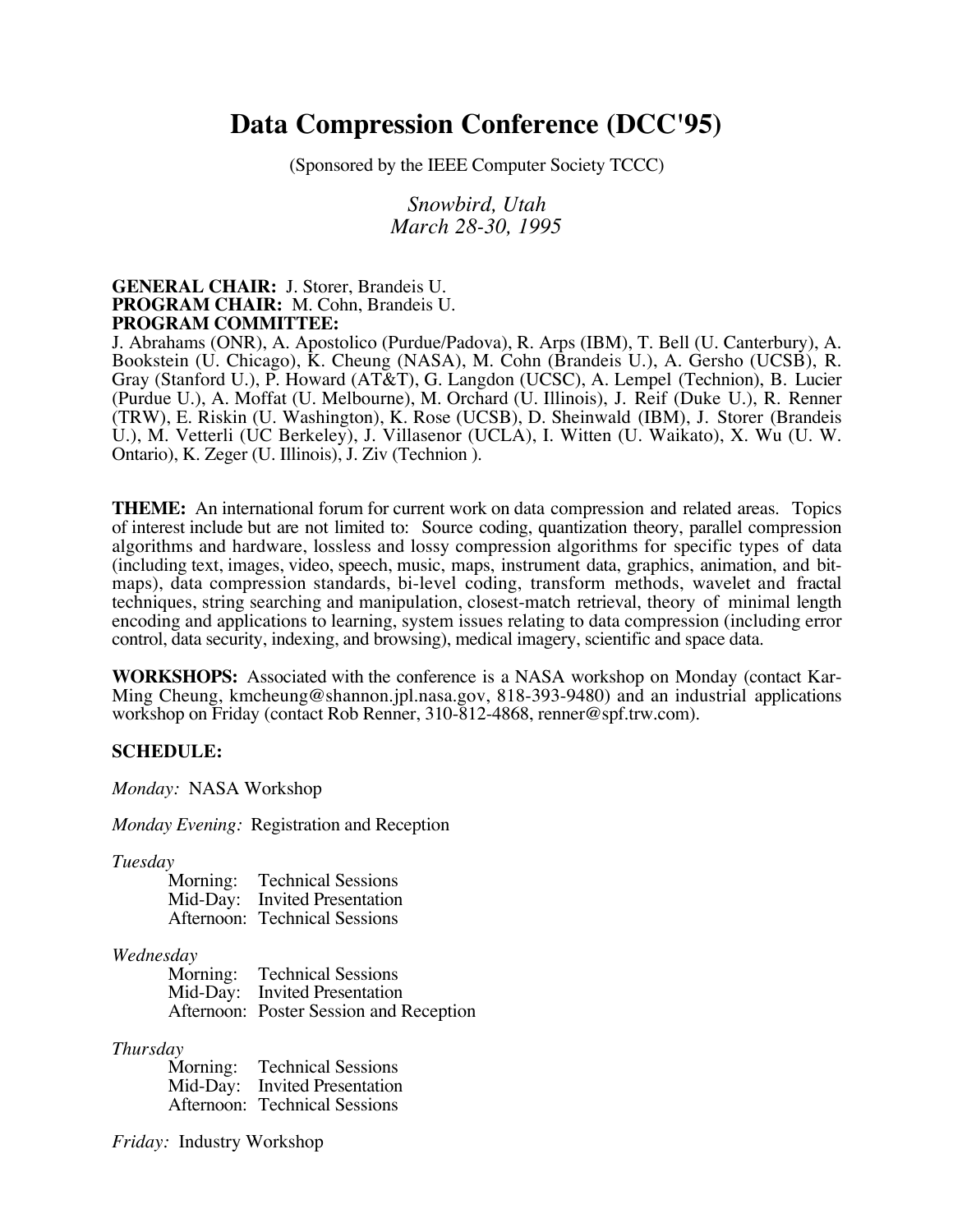# Data Compression Conference (DCC'95)

(Sponsored by the IEEE Computer Society TCCC)

*Snowbird, Utah*
*March 28-30, 1995*

**GENERAL CHAIR:** J. Storer, Brandeis U.
**PROGRAM CHAIR:** M. Cohn, Brandeis U.
**PROGRAM COMMITTEE:**
J. Abrahams (ONR), A. Apostolico (Purdue/Padova), R. Arps (IBM), T. Bell (U. Canterbury), A. Bookstein (U. Chicago), K. Cheung (NASA), M. Cohn (Brandeis U.), A. Gersho (UCSB), R. Gray (Stanford U.), P. Howard (AT&T), G. Langdon (UCSC), A. Lempel (Technion), B. Lucier (Purdue U.), A. Moffat (U. Melbourne), M. Orchard (U. Illinois), J. Reif (Duke U.), R. Renner (TRW), E. Riskin (U. Washington), K. Rose (UCSB), D. Sheinwald (IBM), J. Storer (Brandeis U.), M. Vetterli (UC Berkeley), J. Villasenor (UCLA), I. Witten (U. Waikato), X. Wu (U. W. Ontario), K. Zeger (U. Illinois), J. Ziv (Technion ).

**THEME:** An international forum for current work on data compression and related areas. Topics of interest include but are not limited to: Source coding, quantization theory, parallel compression algorithms and hardware, lossless and lossy compression algorithms for specific types of data (including text, images, video, speech, music, maps, instrument data, graphics, animation, and bit-maps), data compression standards, bi-level coding, transform methods, wavelet and fractal techniques, string searching and manipulation, closest-match retrieval, theory of minimal length encoding and applications to learning, system issues relating to data compression (including error control, data security, indexing, and browsing), medical imagery, scientific and space data.

**WORKSHOPS:** Associated with the conference is a NASA workshop on Monday (contact Kar-Ming Cheung, kmcheung@shannon.jpl.nasa.gov, 818-393-9480) and an industrial applications workshop on Friday (contact Rob Renner, 310-812-4868, renner@spf.trw.com).

**SCHEDULE:**

*Monday:* NASA Workshop

*Monday Evening:* Registration and Reception

*Tuesday*
- Morning: Technical Sessions
- Mid-Day: Invited Presentation
- Afternoon: Technical Sessions

*Wednesday*
- Morning: Technical Sessions
- Mid-Day: Invited Presentation
- Afternoon: Poster Session and Reception

*Thursday*
- Morning: Technical Sessions
- Mid-Day: Invited Presentation
- Afternoon: Technical Sessions

*Friday:* Industry Workshop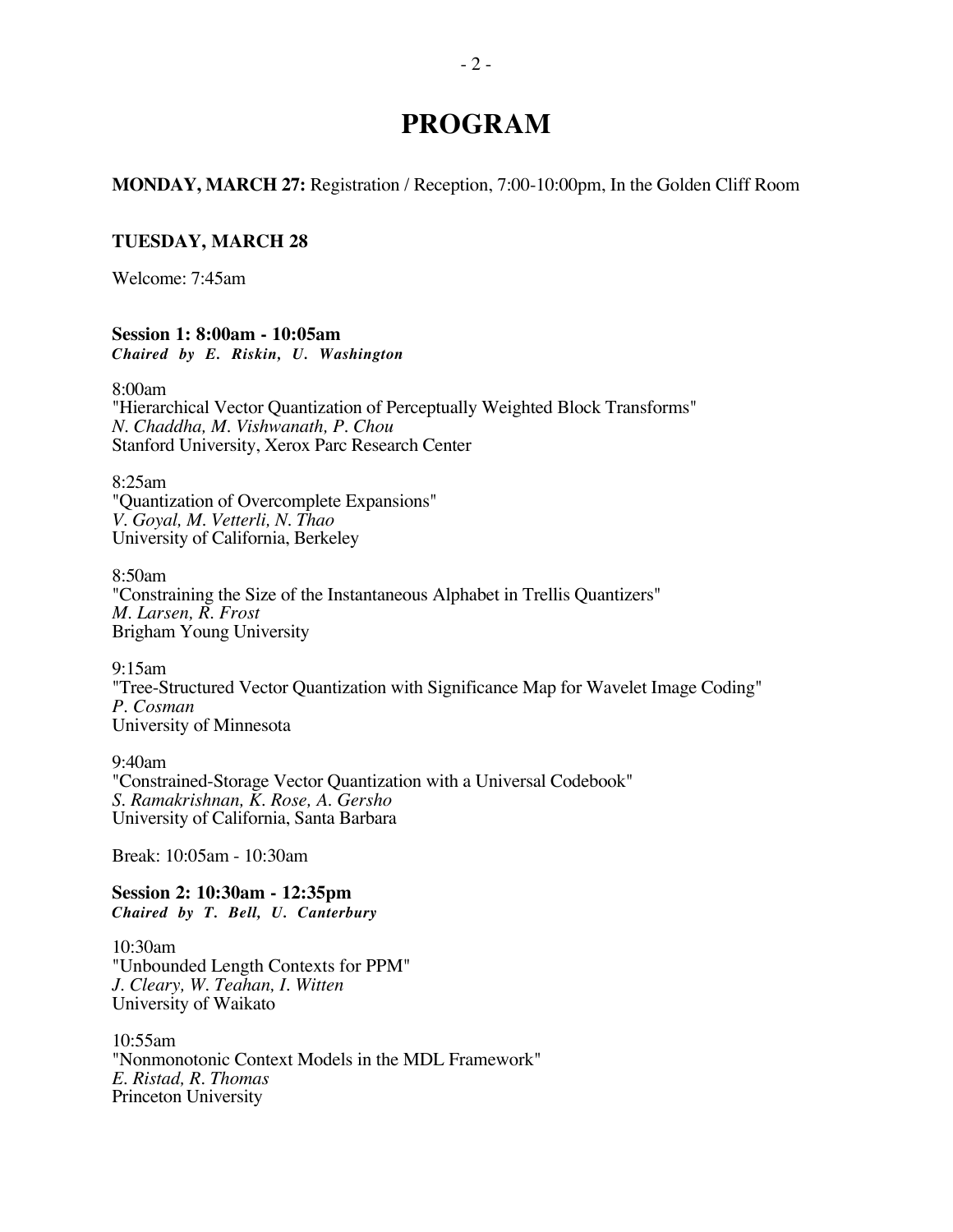# PROGRAM

**MONDAY, MARCH 27:** Registration / Reception, 7:00-10:00pm, In the Golden Cliff Room

**TUESDAY, MARCH 28**

Welcome: 7:45am

**Session 1: 8:00am - 10:05am**
***Chaired by E. Riskin, U. Washington***

8:00am
"Hierarchical Vector Quantization of Perceptually Weighted Block Transforms"
*N. Chaddha, M. Vishwanath, P. Chou*
Stanford University, Xerox Parc Research Center

8:25am
"Quantization of Overcomplete Expansions"
*V. Goyal, M. Vetterli, N. Thao*
University of California, Berkeley

8:50am
"Constraining the Size of the Instantaneous Alphabet in Trellis Quantizers"
*M. Larsen, R. Frost*
Brigham Young University

9:15am
"Tree-Structured Vector Quantization with Significance Map for Wavelet Image Coding"
*P. Cosman*
University of Minnesota

9:40am
"Constrained-Storage Vector Quantization with a Universal Codebook"
*S. Ramakrishnan, K. Rose, A. Gersho*
University of California, Santa Barbara

Break: 10:05am - 10:30am

**Session 2: 10:30am - 12:35pm**
***Chaired by T. Bell, U. Canterbury***

10:30am
"Unbounded Length Contexts for PPM"
*J. Cleary, W. Teahan, I. Witten*
University of Waikato

10:55am
"Nonmonotonic Context Models in the MDL Framework"
*E. Ristad, R. Thomas*
Princeton University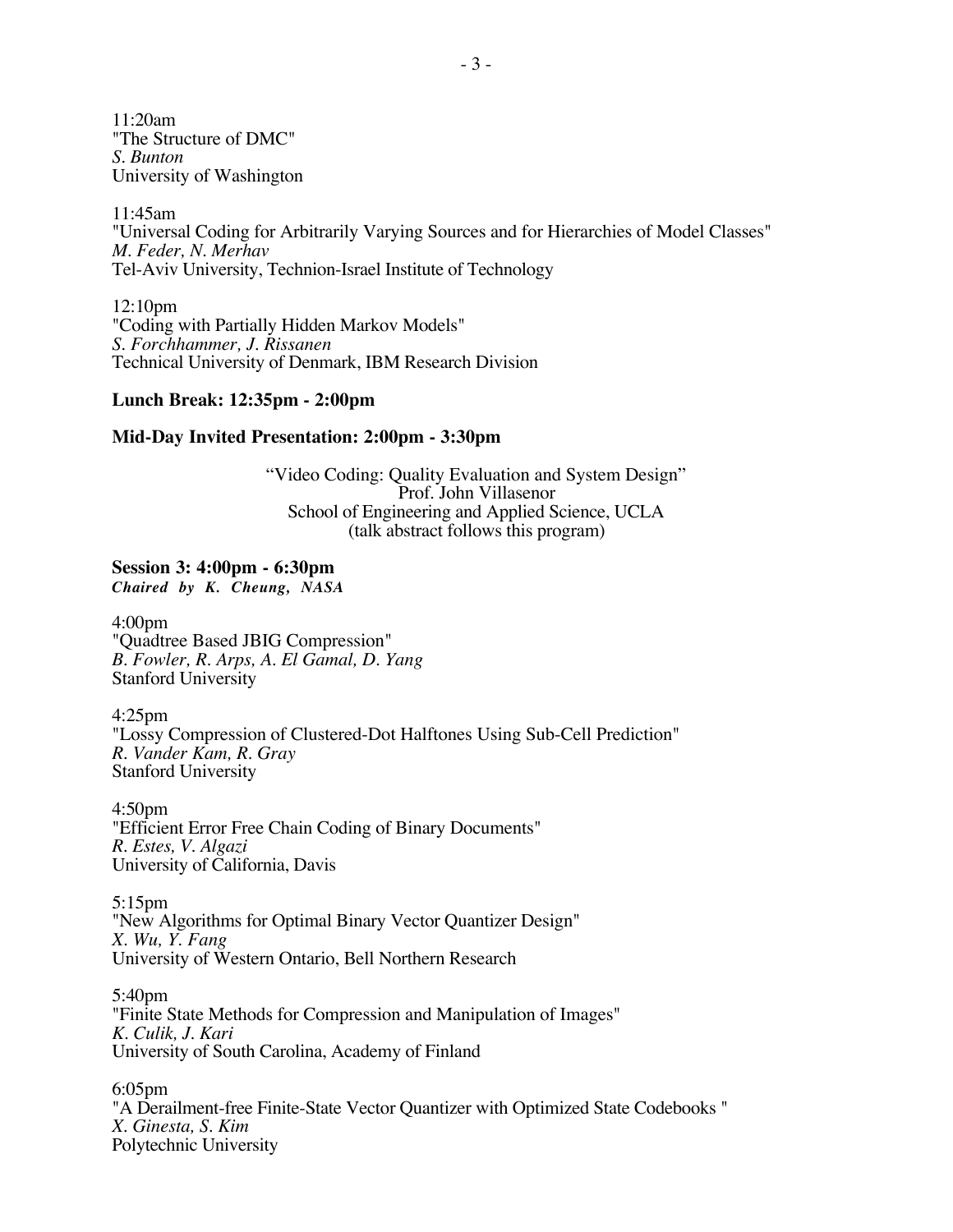11:20am
"The Structure of DMC"
*S. Bunton*
University of Washington

11:45am
"Universal Coding for Arbitrarily Varying Sources and for Hierarchies of Model Classes"
*M. Feder, N. Merhav*
Tel-Aviv University, Technion-Israel Institute of Technology

12:10pm
"Coding with Partially Hidden Markov Models"
*S. Forchhammer, J. Rissanen*
Technical University of Denmark, IBM Research Division

**Lunch Break: 12:35pm - 2:00pm**

**Mid-Day Invited Presentation: 2:00pm - 3:30pm**

"Video Coding: Quality Evaluation and System Design"
Prof. John Villasenor
School of Engineering and Applied Science, UCLA
(talk abstract follows this program)

**Session 3: 4:00pm - 6:30pm**
***Chaired by K. Cheung, NASA***

4:00pm
"Quadtree Based JBIG Compression"
*B. Fowler, R. Arps, A. El Gamal, D. Yang*
Stanford University

4:25pm
"Lossy Compression of Clustered-Dot Halftones Using Sub-Cell Prediction"
*R. Vander Kam, R. Gray*
Stanford University

4:50pm
"Efficient Error Free Chain Coding of Binary Documents"
*R. Estes, V. Algazi*
University of California, Davis

5:15pm
"New Algorithms for Optimal Binary Vector Quantizer Design"
*X. Wu, Y. Fang*
University of Western Ontario, Bell Northern Research

5:40pm
"Finite State Methods for Compression and Manipulation of Images"
*K. Culik, J. Kari*
University of South Carolina, Academy of Finland

6:05pm
"A Derailment-free Finite-State Vector Quantizer with Optimized State Codebooks "
*X. Ginesta, S. Kim*
Polytechnic University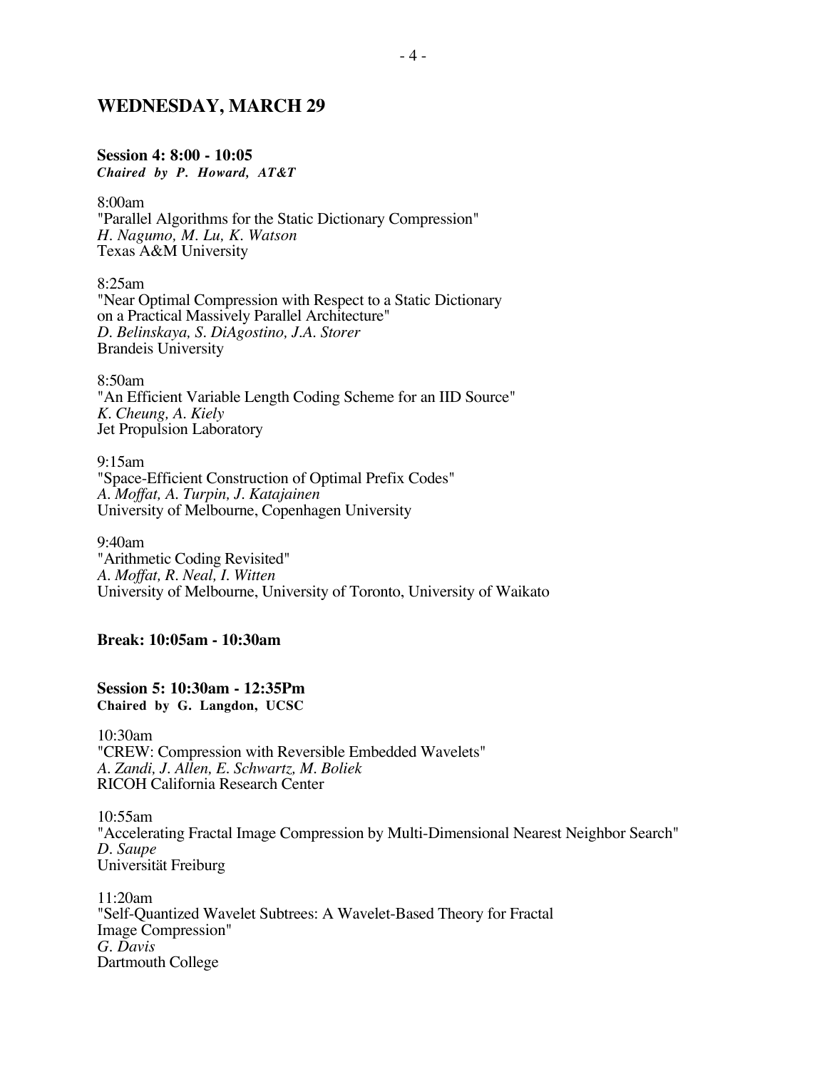## WEDNESDAY, MARCH 29

**Session 4: 8:00 - 10:05**
***Chaired by P. Howard, AT&T***

8:00am
"Parallel Algorithms for the Static Dictionary Compression"
*H. Nagumo, M. Lu, K. Watson*
Texas A&M University

8:25am
"Near Optimal Compression with Respect to a Static Dictionary on a Practical Massively Parallel Architecture"
*D. Belinskaya, S. DiAgostino, J.A. Storer*
Brandeis University

8:50am
"An Efficient Variable Length Coding Scheme for an IID Source"
*K. Cheung, A. Kiely*
Jet Propulsion Laboratory

9:15am
"Space-Efficient Construction of Optimal Prefix Codes"
*A. Moffat, A. Turpin, J. Katajainen*
University of Melbourne, Copenhagen University

9:40am
"Arithmetic Coding Revisited"
*A. Moffat, R. Neal, I. Witten*
University of Melbourne, University of Toronto, University of Waikato

**Break: 10:05am - 10:30am**

**Session 5: 10:30am - 12:35Pm**
**Chaired by G. Langdon, UCSC**

10:30am
"CREW: Compression with Reversible Embedded Wavelets"
*A. Zandi, J. Allen, E. Schwartz, M. Boliek*
RICOH California Research Center

10:55am
"Accelerating Fractal Image Compression by Multi-Dimensional Nearest Neighbor Search"
*D. Saupe*
Universität Freiburg

11:20am
"Self-Quantized Wavelet Subtrees: A Wavelet-Based Theory for Fractal Image Compression"
*G. Davis*
Dartmouth College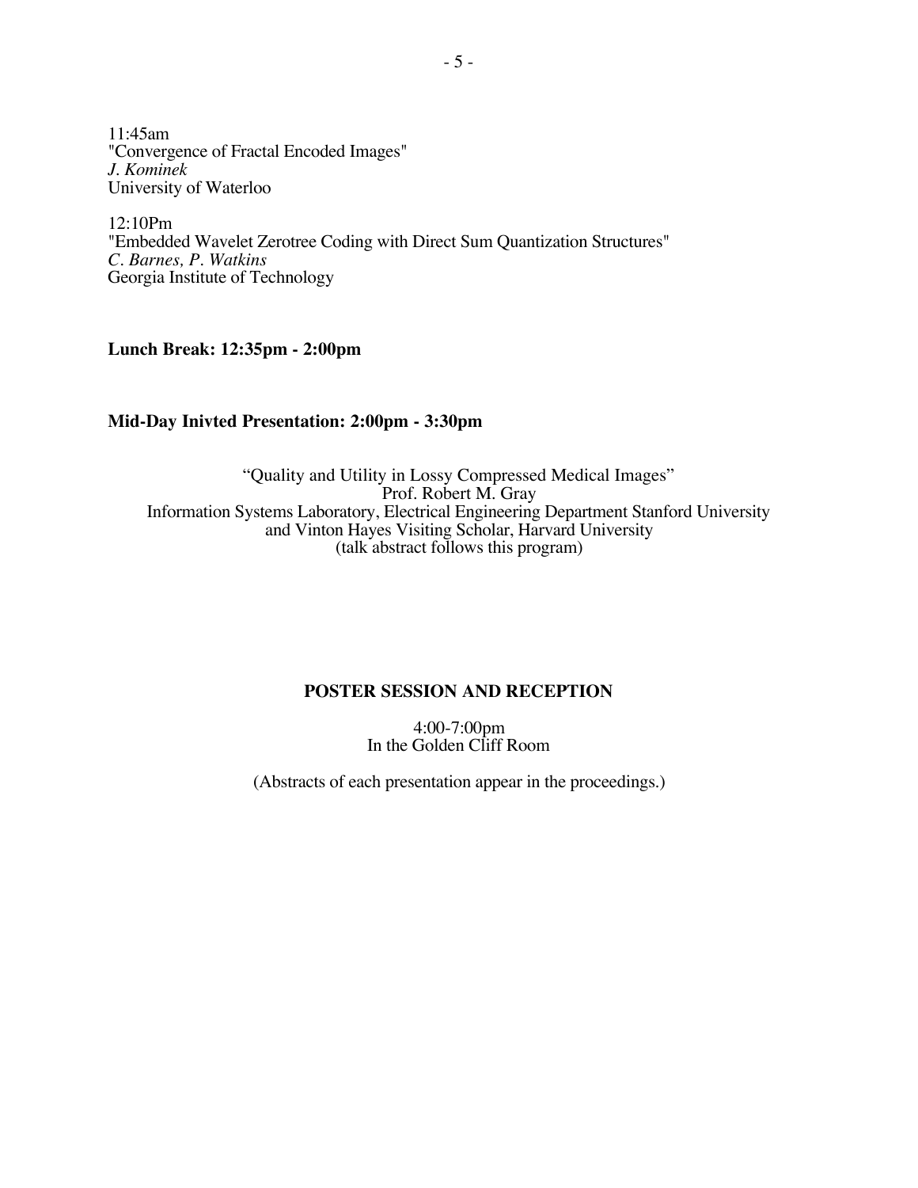11:45am
"Convergence of Fractal Encoded Images"
*J. Kominek*
University of Waterloo

12:10Pm
"Embedded Wavelet Zerotree Coding with Direct Sum Quantization Structures"
*C. Barnes, P. Watkins*
Georgia Institute of Technology

**Lunch Break: 12:35pm - 2:00pm**

**Mid-Day Inivted Presentation: 2:00pm - 3:30pm**

"Quality and Utility in Lossy Compressed Medical Images"
Prof. Robert M. Gray
Information Systems Laboratory, Electrical Engineering Department Stanford University
and Vinton Hayes Visiting Scholar, Harvard University
(talk abstract follows this program)

**POSTER SESSION AND RECEPTION**

4:00-7:00pm
In the Golden Cliff Room

(Abstracts of each presentation appear in the proceedings.)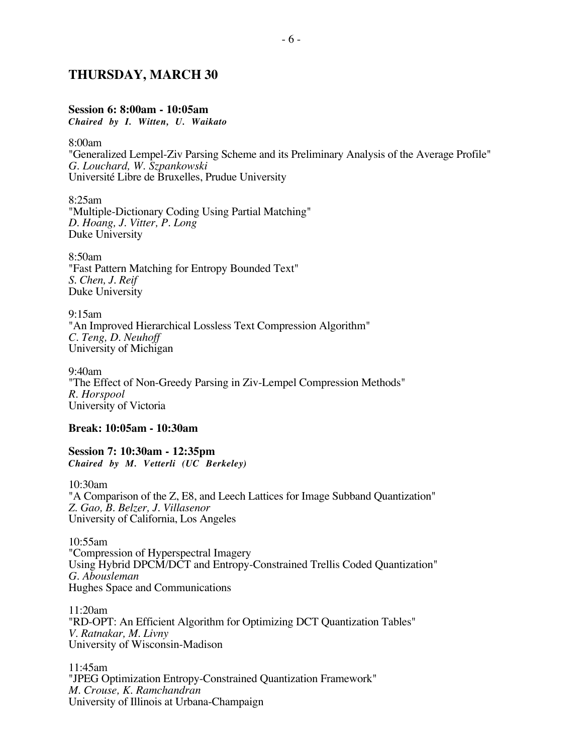## THURSDAY, MARCH 30

**Session 6: 8:00am - 10:05am**
***Chaired by I. Witten, U. Waikato***

8:00am
"Generalized Lempel-Ziv Parsing Scheme and its Preliminary Analysis of the Average Profile"
*G. Louchard, W. Szpankowski*
Université Libre de Bruxelles, Prudue University

8:25am
"Multiple-Dictionary Coding Using Partial Matching"
*D. Hoang, J. Vitter, P. Long*
Duke University

8:50am
"Fast Pattern Matching for Entropy Bounded Text"
*S. Chen, J. Reif*
Duke University

9:15am
"An Improved Hierarchical Lossless Text Compression Algorithm"
*C. Teng, D. Neuhoff*
University of Michigan

9:40am
"The Effect of Non-Greedy Parsing in Ziv-Lempel Compression Methods"
*R. Horspool*
University of Victoria

**Break: 10:05am - 10:30am**

**Session 7: 10:30am - 12:35pm**
***Chaired by M. Vetterli (UC Berkeley)***

10:30am
"A Comparison of the Z, E8, and Leech Lattices for Image Subband Quantization"
*Z. Gao, B. Belzer, J. Villasenor*
University of California, Los Angeles

10:55am
"Compression of Hyperspectral Imagery
Using Hybrid DPCM/DCT and Entropy-Constrained Trellis Coded Quantization"
*G. Abousleman*
Hughes Space and Communications

11:20am
"RD-OPT: An Efficient Algorithm for Optimizing DCT Quantization Tables"
*V. Ratnakar, M. Livny*
University of Wisconsin-Madison

11:45am
"JPEG Optimization Entropy-Constrained Quantization Framework"
*M. Crouse, K. Ramchandran*
University of Illinois at Urbana-Champaign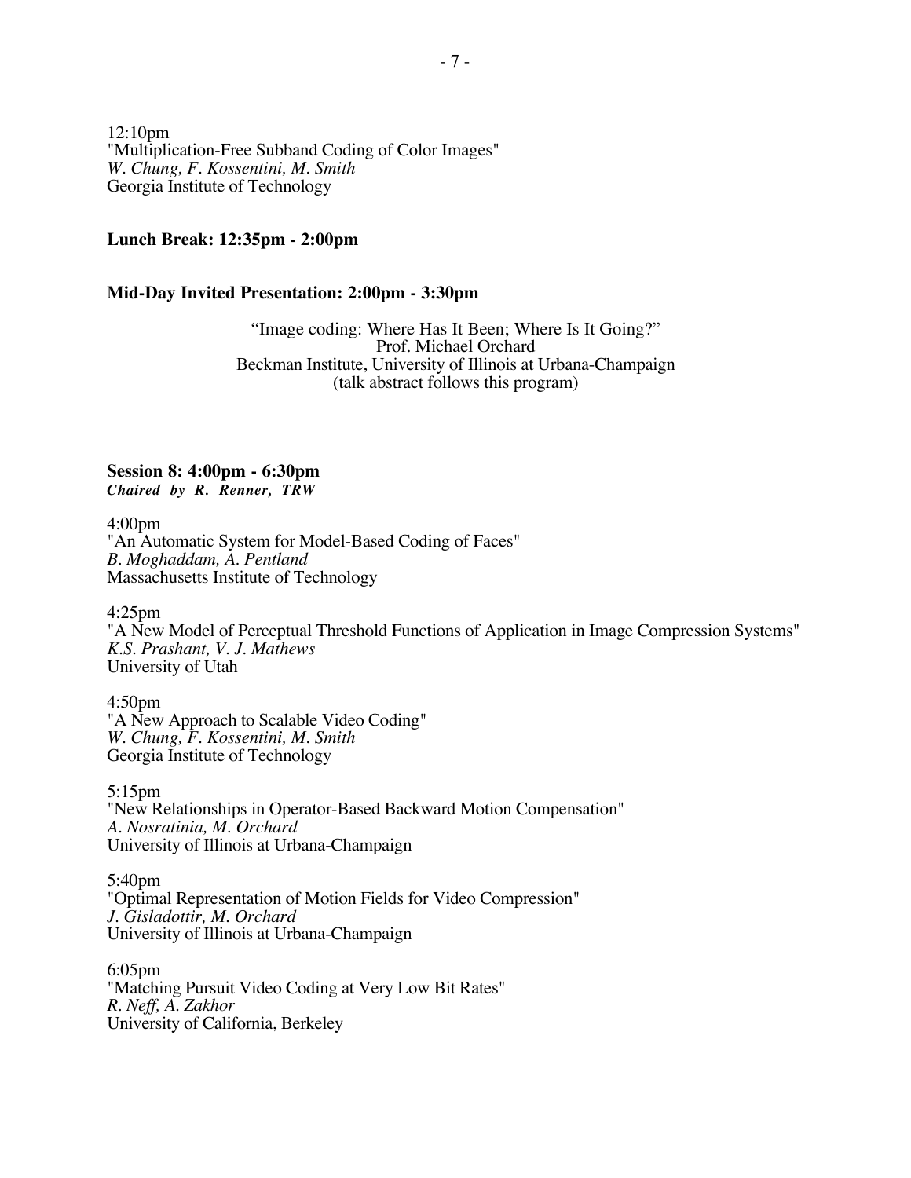12:10pm
"Multiplication-Free Subband Coding of Color Images"
*W. Chung, F. Kossentini, M. Smith*
Georgia Institute of Technology

**Lunch Break: 12:35pm - 2:00pm**

**Mid-Day Invited Presentation: 2:00pm - 3:30pm**

"Image coding: Where Has It Been; Where Is It Going?"
Prof. Michael Orchard
Beckman Institute, University of Illinois at Urbana-Champaign
(talk abstract follows this program)

**Session 8: 4:00pm - 6:30pm**
***Chaired by R. Renner, TRW***

4:00pm
"An Automatic System for Model-Based Coding of Faces"
*B. Moghaddam, A. Pentland*
Massachusetts Institute of Technology

4:25pm
"A New Model of Perceptual Threshold Functions of Application in Image Compression Systems"
*K.S. Prashant, V. J. Mathews*
University of Utah

4:50pm
"A New Approach to Scalable Video Coding"
*W. Chung, F. Kossentini, M. Smith*
Georgia Institute of Technology

5:15pm
"New Relationships in Operator-Based Backward Motion Compensation"
*A. Nosratinia, M. Orchard*
University of Illinois at Urbana-Champaign

5:40pm
"Optimal Representation of Motion Fields for Video Compression"
*J. Gisladottir, M. Orchard*
University of Illinois at Urbana-Champaign

6:05pm
"Matching Pursuit Video Coding at Very Low Bit Rates"
*R. Neff, A. Zakhor*
University of California, Berkeley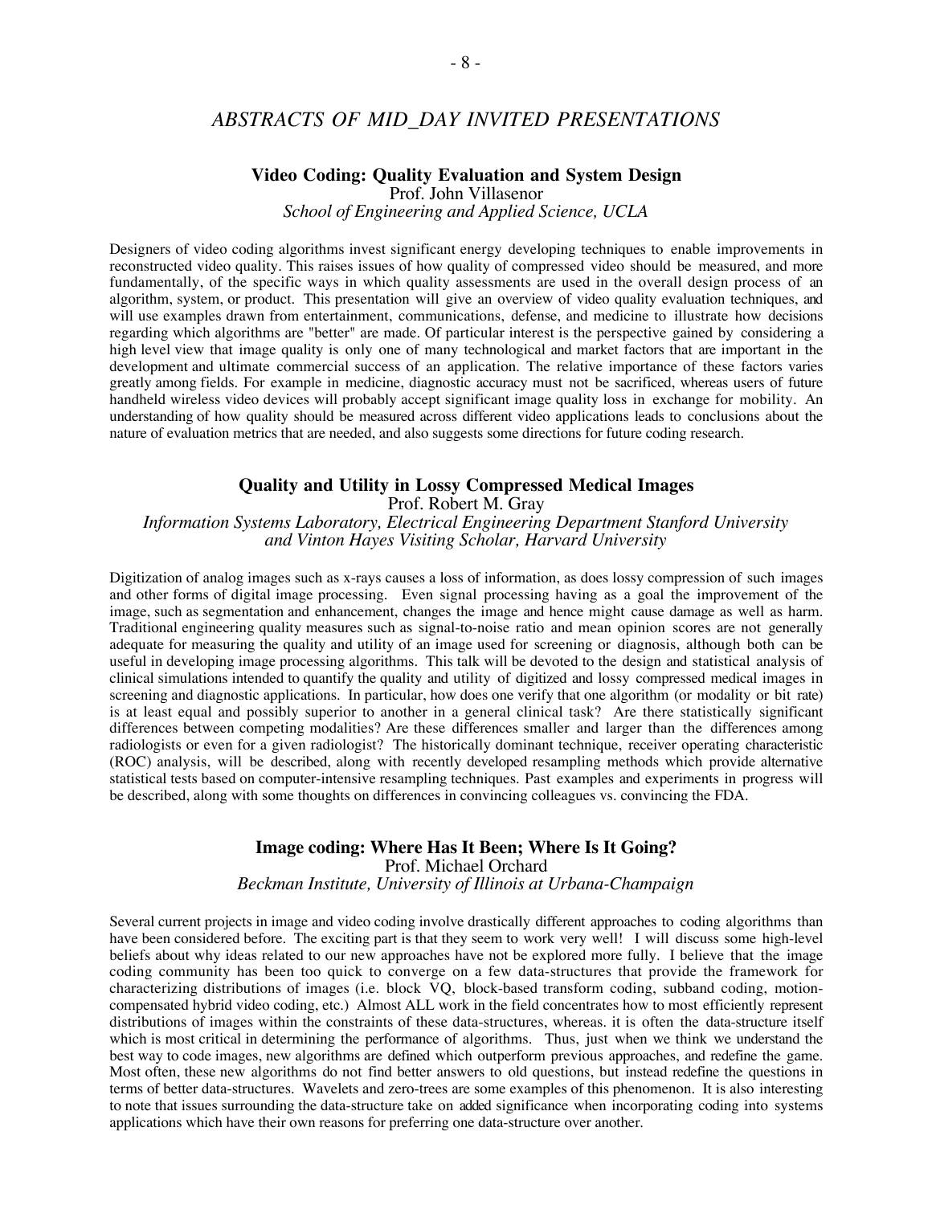## *ABSTRACTS OF MID_DAY INVITED PRESENTATIONS*

### Video Coding: Quality Evaluation and System Design

Prof. John Villasenor

*School of Engineering and Applied Science, UCLA*

Designers of video coding algorithms invest significant energy developing techniques to enable improvements in reconstructed video quality. This raises issues of how quality of compressed video should be measured, and more fundamentally, of the specific ways in which quality assessments are used in the overall design process of an algorithm, system, or product. This presentation will give an overview of video quality evaluation techniques, and will use examples drawn from entertainment, communications, defense, and medicine to illustrate how decisions regarding which algorithms are "better" are made. Of particular interest is the perspective gained by considering a high level view that image quality is only one of many technological and market factors that are important in the development and ultimate commercial success of an application. The relative importance of these factors varies greatly among fields. For example in medicine, diagnostic accuracy must not be sacrificed, whereas users of future handheld wireless video devices will probably accept significant image quality loss in exchange for mobility. An understanding of how quality should be measured across different video applications leads to conclusions about the nature of evaluation metrics that are needed, and also suggests some directions for future coding research.

### Quality and Utility in Lossy Compressed Medical Images

Prof. Robert M. Gray

*Information Systems Laboratory, Electrical Engineering Department Stanford University and Vinton Hayes Visiting Scholar, Harvard University*

Digitization of analog images such as x-rays causes a loss of information, as does lossy compression of such images and other forms of digital image processing. Even signal processing having as a goal the improvement of the image, such as segmentation and enhancement, changes the image and hence might cause damage as well as harm. Traditional engineering quality measures such as signal-to-noise ratio and mean opinion scores are not generally adequate for measuring the quality and utility of an image used for screening or diagnosis, although both can be useful in developing image processing algorithms. This talk will be devoted to the design and statistical analysis of clinical simulations intended to quantify the quality and utility of digitized and lossy compressed medical images in screening and diagnostic applications. In particular, how does one verify that one algorithm (or modality or bit rate) is at least equal and possibly superior to another in a general clinical task? Are there statistically significant differences between competing modalities? Are these differences smaller and larger than the differences among radiologists or even for a given radiologist? The historically dominant technique, receiver operating characteristic (ROC) analysis, will be described, along with recently developed resampling methods which provide alternative statistical tests based on computer-intensive resampling techniques. Past examples and experiments in progress will be described, along with some thoughts on differences in convincing colleagues vs. convincing the FDA.

### Image coding: Where Has It Been; Where Is It Going?

Prof. Michael Orchard

*Beckman Institute, University of Illinois at Urbana-Champaign*

Several current projects in image and video coding involve drastically different approaches to coding algorithms than have been considered before. The exciting part is that they seem to work very well! I will discuss some high-level beliefs about why ideas related to our new approaches have not be explored more fully. I believe that the image coding community has been too quick to converge on a few data-structures that provide the framework for characterizing distributions of images (i.e. block VQ, block-based transform coding, subband coding, motion-compensated hybrid video coding, etc.) Almost ALL work in the field concentrates how to most efficiently represent distributions of images within the constraints of these data-structures, whereas. it is often the data-structure itself which is most critical in determining the performance of algorithms. Thus, just when we think we understand the best way to code images, new algorithms are defined which outperform previous approaches, and redefine the game. Most often, these new algorithms do not find better answers to old questions, but instead redefine the questions in terms of better data-structures. Wavelets and zero-trees are some examples of this phenomenon. It is also interesting to note that issues surrounding the data-structure take on added significance when incorporating coding into systems applications which have their own reasons for preferring one data-structure over another.